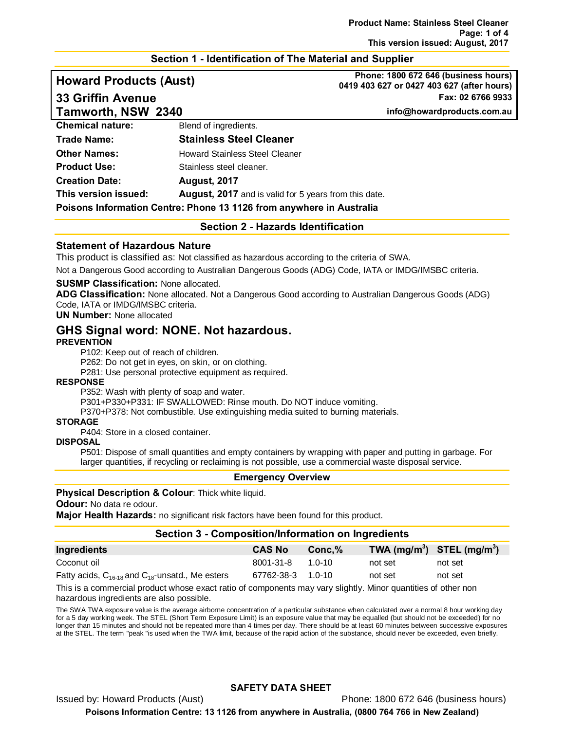## Section 1 - Identification of The Material and Supplier

**Howard Products (Aust)**
**33 Griffin Avenue**
**Tamworth, NSW 2340**

**Phone: 1800 672 646 (business hours)**
**0419 403 627 or 0427 403 627 (after hours)**
**Fax: 02 6766 9933**
**info@howardproducts.com.au**

| | |
|---|---|
| **Chemical nature:** | Blend of ingredients. |
| **Trade Name:** | **Stainless Steel Cleaner** |
| **Other Names:** | Howard Stainless Steel Cleaner |
| **Product Use:** | Stainless steel cleaner. |
| **Creation Date:** | **August, 2017** |
| **This version issued:** | **August, 2017** and is valid for 5 years from this date. |

**Poisons Information Centre: Phone 13 1126 from anywhere in Australia**

## Section 2 - Hazards Identification

### Statement of Hazardous Nature

This product is classified as: Not classified as hazardous according to the criteria of SWA.

Not a Dangerous Good according to Australian Dangerous Goods (ADG) Code, IATA or IMDG/IMSBC criteria.

**SUSMP Classification:** None allocated.
**ADG Classification:** None allocated. Not a Dangerous Good according to Australian Dangerous Goods (ADG) Code, IATA or IMDG/IMSBC criteria.
**UN Number:** None allocated

## GHS Signal word: NONE. Not hazardous.

**PREVENTION**

P102: Keep out of reach of children.
P262: Do not get in eyes, on skin, or on clothing.
P281: Use personal protective equipment as required.

**RESPONSE**

P352: Wash with plenty of soap and water.
P301+P330+P331: IF SWALLOWED: Rinse mouth. Do NOT induce vomiting.
P370+P378: Not combustible. Use extinguishing media suited to burning materials.

**STORAGE**

P404: Store in a closed container.

**DISPOSAL**

P501: Dispose of small quantities and empty containers by wrapping with paper and putting in garbage. For larger quantities, if recycling or reclaiming is not possible, use a commercial waste disposal service.

### Emergency Overview

**Physical Description & Colour**: Thick white liquid.
**Odour:** No data re odour.
**Major Health Hazards:** no significant risk factors have been found for this product.

## Section 3 - Composition/Information on Ingredients

| Ingredients | CAS No | Conc,% | TWA ($mg/m^3$) | STEL ($mg/m^3$) |
|---|---|---|---|---|
| Coconut oil | 8001-31-8 | 1.0-10 | not set | not set |
| Fatty acids, $C_{16-18}$ and $C_{18}$-unsatd., Me esters | 67762-38-3 | 1.0-10 | not set | not set |

This is a commercial product whose exact ratio of components may vary slightly. Minor quantities of other non hazardous ingredients are also possible.

The SWA TWA exposure value is the average airborne concentration of a particular substance when calculated over a normal 8 hour working day for a 5 day working week. The STEL (Short Term Exposure Limit) is an exposure value that may be equalled (but should not be exceeded) for no longer than 15 minutes and should not be repeated more than 4 times per day. There should be at least 60 minutes between successive exposures at the STEL. The term "peak "is used when the TWA limit, because of the rapid action of the substance, should never be exceeded, even briefly.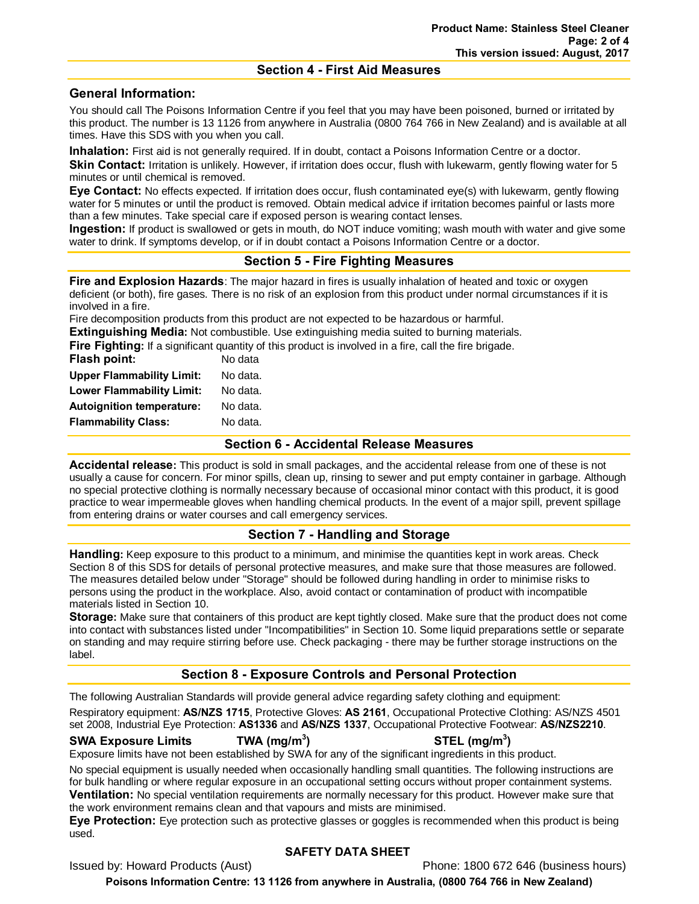## Section 4 - First Aid Measures

### General Information:

You should call The Poisons Information Centre if you feel that you may have been poisoned, burned or irritated by this product. The number is 13 1126 from anywhere in Australia (0800 764 766 in New Zealand) and is available at all times. Have this SDS with you when you call.

**Inhalation:** First aid is not generally required. If in doubt, contact a Poisons Information Centre or a doctor.

**Skin Contact:** Irritation is unlikely. However, if irritation does occur, flush with lukewarm, gently flowing water for 5 minutes or until chemical is removed.

**Eye Contact:** No effects expected. If irritation does occur, flush contaminated eye(s) with lukewarm, gently flowing water for 5 minutes or until the product is removed. Obtain medical advice if irritation becomes painful or lasts more than a few minutes. Take special care if exposed person is wearing contact lenses.

**Ingestion:** If product is swallowed or gets in mouth, do NOT induce vomiting; wash mouth with water and give some water to drink. If symptoms develop, or if in doubt contact a Poisons Information Centre or a doctor.

## Section 5 - Fire Fighting Measures

**Fire and Explosion Hazards**: The major hazard in fires is usually inhalation of heated and toxic or oxygen deficient (or both), fire gases. There is no risk of an explosion from this product under normal circumstances if it is involved in a fire.

Fire decomposition products from this product are not expected to be hazardous or harmful.

**Extinguishing Media:** Not combustible. Use extinguishing media suited to burning materials.

**Fire Fighting:** If a significant quantity of this product is involved in a fire, call the fire brigade.

**Flash point:** No data

**Upper Flammability Limit:** No data.

**Lower Flammability Limit:** No data.

**Autoignition temperature:** No data.

**Flammability Class:** No data.

## Section 6 - Accidental Release Measures

**Accidental release:** This product is sold in small packages, and the accidental release from one of these is not usually a cause for concern. For minor spills, clean up, rinsing to sewer and put empty container in garbage. Although no special protective clothing is normally necessary because of occasional minor contact with this product, it is good practice to wear impermeable gloves when handling chemical products. In the event of a major spill, prevent spillage from entering drains or water courses and call emergency services.

## Section 7 - Handling and Storage

**Handling:** Keep exposure to this product to a minimum, and minimise the quantities kept in work areas. Check Section 8 of this SDS for details of personal protective measures, and make sure that those measures are followed. The measures detailed below under "Storage" should be followed during handling in order to minimise risks to persons using the product in the workplace. Also, avoid contact or contamination of product with incompatible materials listed in Section 10.

**Storage:** Make sure that containers of this product are kept tightly closed. Make sure that the product does not come into contact with substances listed under "Incompatibilities" in Section 10. Some liquid preparations settle or separate on standing and may require stirring before use. Check packaging - there may be further storage instructions on the label.

## Section 8 - Exposure Controls and Personal Protection

The following Australian Standards will provide general advice regarding safety clothing and equipment:

Respiratory equipment: **AS/NZS 1715**, Protective Gloves: **AS 2161**, Occupational Protective Clothing: AS/NZS 4501 set 2008, Industrial Eye Protection: **AS1336** and **AS/NZS 1337**, Occupational Protective Footwear: **AS/NZS2210**.

| SWA Exposure Limits | TWA ($mg/m^3$) | STEL ($mg/m^3$) |
|---|---|---|

Exposure limits have not been established by SWA for any of the significant ingredients in this product.

No special equipment is usually needed when occasionally handling small quantities. The following instructions are for bulk handling or where regular exposure in an occupational setting occurs without proper containment systems.

**Ventilation:** No special ventilation requirements are normally necessary for this product. However make sure that the work environment remains clean and that vapours and mists are minimised.

**Eye Protection:** Eye protection such as protective glasses or goggles is recommended when this product is being used.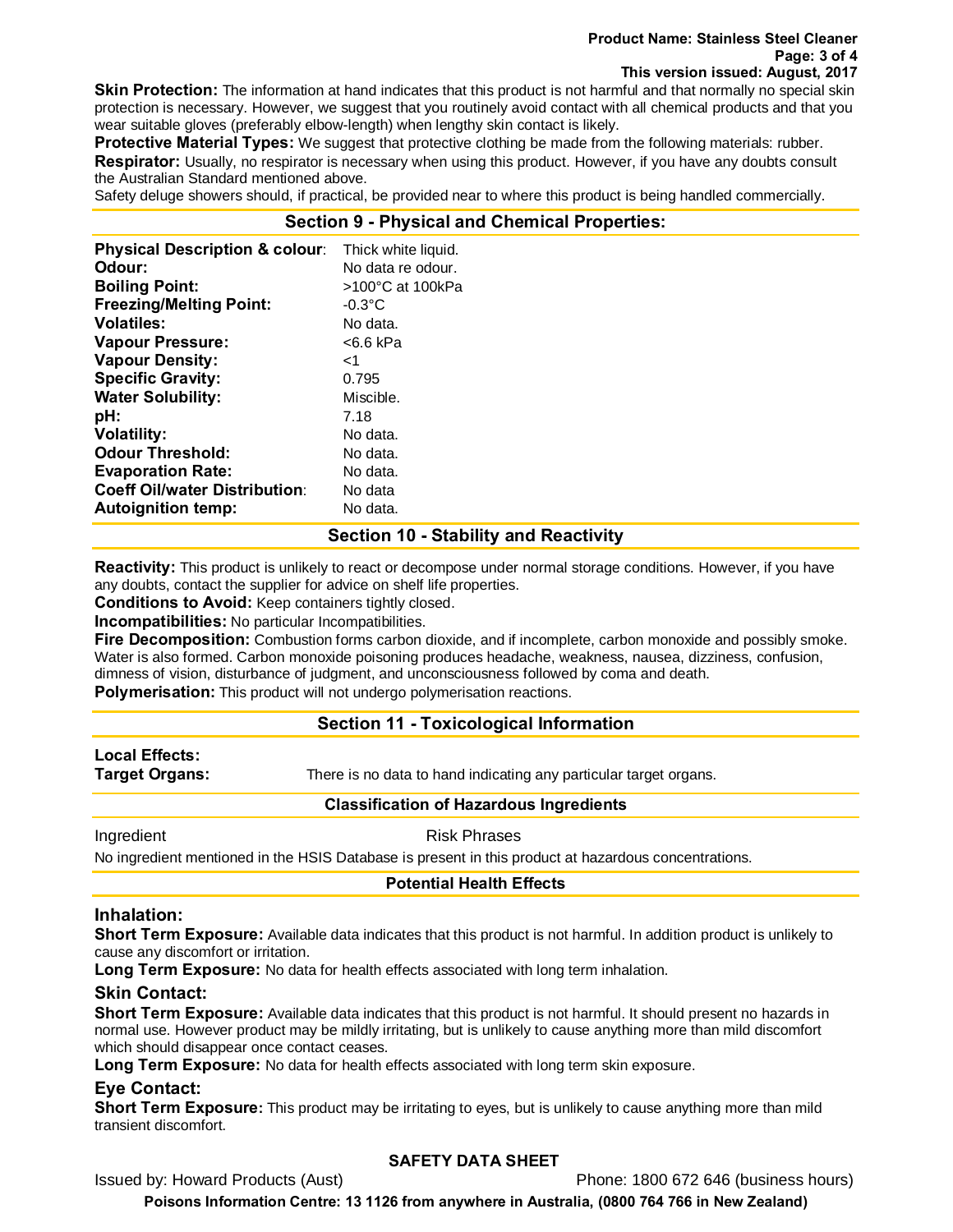**Skin Protection:** The information at hand indicates that this product is not harmful and that normally no special skin protection is necessary. However, we suggest that you routinely avoid contact with all chemical products and that you wear suitable gloves (preferably elbow-length) when lengthy skin contact is likely.

**Protective Material Types:** We suggest that protective clothing be made from the following materials: rubber.

**Respirator:** Usually, no respirator is necessary when using this product. However, if you have any doubts consult the Australian Standard mentioned above.

Safety deluge showers should, if practical, be provided near to where this product is being handled commercially.

## Section 9 - Physical and Chemical Properties:

| | |
|---|---|
| **Physical Description & colour**: | Thick white liquid. |
| **Odour:** | No data re odour. |
| **Boiling Point:** | >100°C at 100kPa |
| **Freezing/Melting Point:** | -0.3°C |
| **Volatiles:** | No data. |
| **Vapour Pressure:** | <6.6 kPa |
| **Vapour Density:** | <1 |
| **Specific Gravity:** | 0.795 |
| **Water Solubility:** | Miscible. |
| **pH:** | 7.18 |
| **Volatility:** | No data. |
| **Odour Threshold:** | No data. |
| **Evaporation Rate:** | No data. |
| **Coeff Oil/water Distribution**: | No data |
| **Autoignition temp:** | No data. |

## Section 10 - Stability and Reactivity

**Reactivity:** This product is unlikely to react or decompose under normal storage conditions. However, if you have any doubts, contact the supplier for advice on shelf life properties.

**Conditions to Avoid:** Keep containers tightly closed.

**Incompatibilities:** No particular Incompatibilities.

**Fire Decomposition:** Combustion forms carbon dioxide, and if incomplete, carbon monoxide and possibly smoke. Water is also formed. Carbon monoxide poisoning produces headache, weakness, nausea, dizziness, confusion, dimness of vision, disturbance of judgment, and unconsciousness followed by coma and death.

**Polymerisation:** This product will not undergo polymerisation reactions.

## Section 11 - Toxicological Information

**Local Effects:**

**Target Organs:** There is no data to hand indicating any particular target organs.

### Classification of Hazardous Ingredients

| Ingredient | Risk Phrases |
|---|---|

No ingredient mentioned in the HSIS Database is present in this product at hazardous concentrations.

### Potential Health Effects

### Inhalation:

**Short Term Exposure:** Available data indicates that this product is not harmful. In addition product is unlikely to cause any discomfort or irritation.

**Long Term Exposure:** No data for health effects associated with long term inhalation.

### Skin Contact:

**Short Term Exposure:** Available data indicates that this product is not harmful. It should present no hazards in normal use. However product may be mildly irritating, but is unlikely to cause anything more than mild discomfort which should disappear once contact ceases.

**Long Term Exposure:** No data for health effects associated with long term skin exposure.

### Eye Contact:

**Short Term Exposure:** This product may be irritating to eyes, but is unlikely to cause anything more than mild transient discomfort.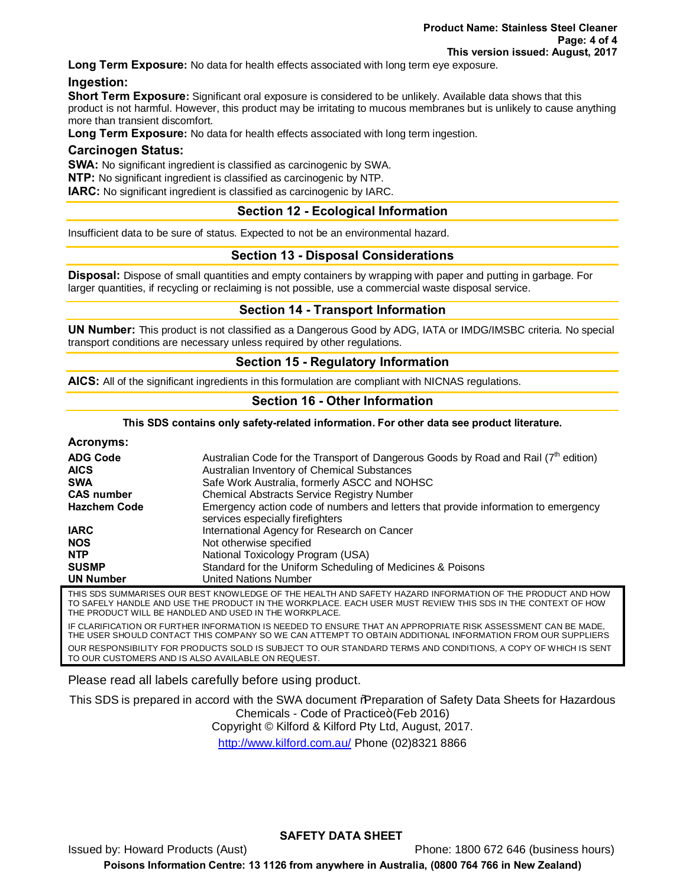**Long Term Exposure:** No data for health effects associated with long term eye exposure.

### Ingestion:

**Short Term Exposure:** Significant oral exposure is considered to be unlikely. Available data shows that this product is not harmful. However, this product may be irritating to mucous membranes but is unlikely to cause anything more than transient discomfort.

**Long Term Exposure:** No data for health effects associated with long term ingestion.

### Carcinogen Status:

**SWA:** No significant ingredient is classified as carcinogenic by SWA.

**NTP:** No significant ingredient is classified as carcinogenic by NTP.

**IARC:** No significant ingredient is classified as carcinogenic by IARC.

## Section 12 - Ecological Information

Insufficient data to be sure of status. Expected to not be an environmental hazard.

## Section 13 - Disposal Considerations

**Disposal:** Dispose of small quantities and empty containers by wrapping with paper and putting in garbage. For larger quantities, if recycling or reclaiming is not possible, use a commercial waste disposal service.

## Section 14 - Transport Information

**UN Number:** This product is not classified as a Dangerous Good by ADG, IATA or IMDG/IMSBC criteria. No special transport conditions are necessary unless required by other regulations.

## Section 15 - Regulatory Information

**AICS:** All of the significant ingredients in this formulation are compliant with NICNAS regulations.

## Section 16 - Other Information

**This SDS contains only safety-related information. For other data see product literature.**

### Acronyms:

| | |
|---|---|
| **ADG Code** | Australian Code for the Transport of Dangerous Goods by Road and Rail (7th edition) |
| **AICS** | Australian Inventory of Chemical Substances |
| **SWA** | Safe Work Australia, formerly ASCC and NOHSC |
| **CAS number** | Chemical Abstracts Service Registry Number |
| **Hazchem Code** | Emergency action code of numbers and letters that provide information to emergency services especially firefighters |
| **IARC** | International Agency for Research on Cancer |
| **NOS** | Not otherwise specified |
| **NTP** | National Toxicology Program (USA) |
| **SUSMP** | Standard for the Uniform Scheduling of Medicines & Poisons |
| **UN Number** | United Nations Number |

THIS SDS SUMMARISES OUR BEST KNOWLEDGE OF THE HEALTH AND SAFETY HAZARD INFORMATION OF THE PRODUCT AND HOW TO SAFELY HANDLE AND USE THE PRODUCT IN THE WORKPLACE. EACH USER MUST REVIEW THIS SDS IN THE CONTEXT OF HOW THE PRODUCT WILL BE HANDLED AND USED IN THE WORKPLACE.

IF CLARIFICATION OR FURTHER INFORMATION IS NEEDED TO ENSURE THAT AN APPROPRIATE RISK ASSESSMENT CAN BE MADE, THE USER SHOULD CONTACT THIS COMPANY SO WE CAN ATTEMPT TO OBTAIN ADDITIONAL INFORMATION FROM OUR SUPPLIERS

OUR RESPONSIBILITY FOR PRODUCTS SOLD IS SUBJECT TO OUR STANDARD TERMS AND CONDITIONS, A COPY OF WHICH IS SENT TO OUR CUSTOMERS AND IS ALSO AVAILABLE ON REQUEST.

Please read all labels carefully before using product.

This SDS is prepared in accord with the SWA document "Preparation of Safety Data Sheets for Hazardous Chemicals - Code of Practice" (Feb 2016)

Copyright © Kilford & Kilford Pty Ltd, August, 2017.

http://www.kilford.com.au/ Phone (02)8321 8866